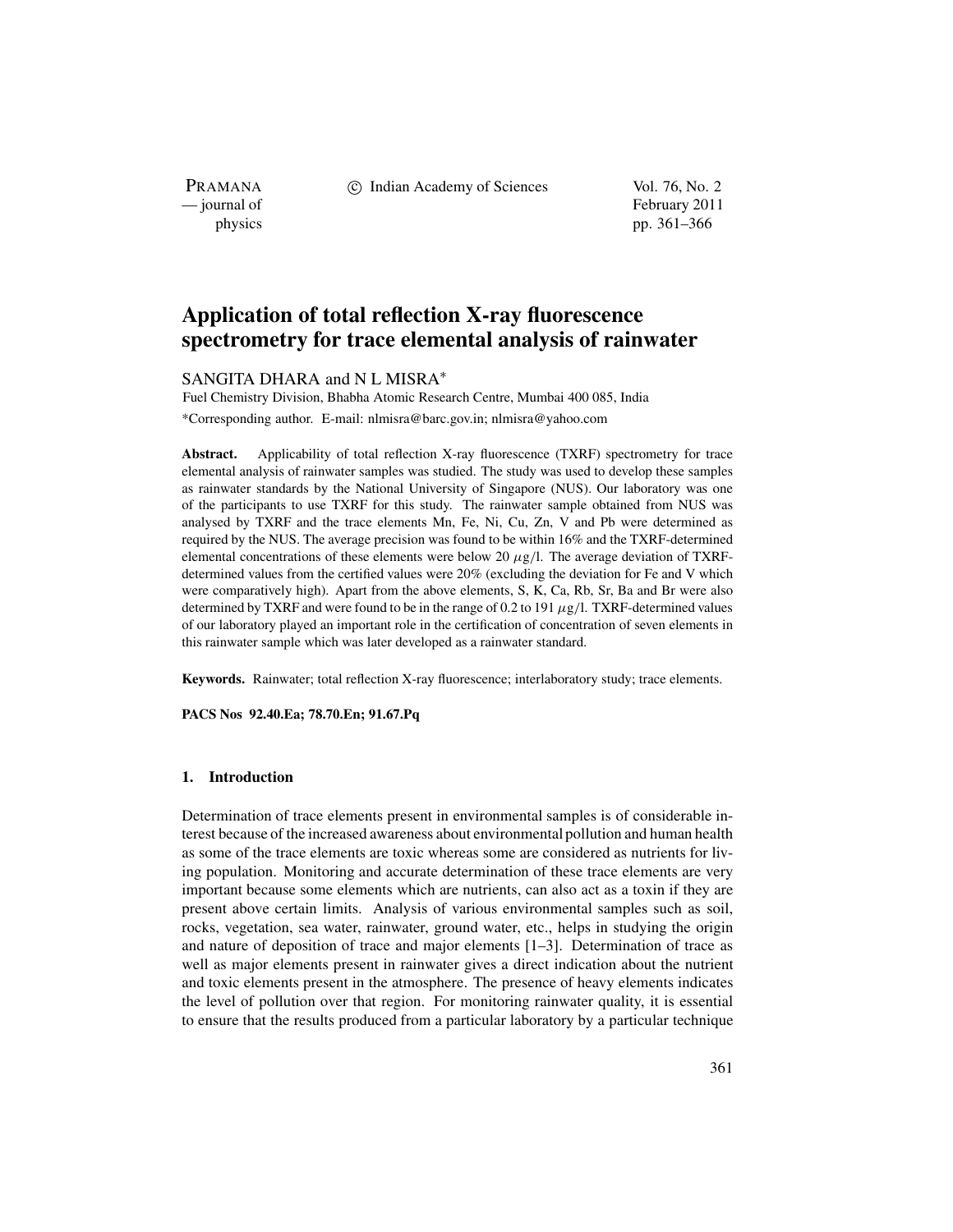# Application of total reflection X-ray fluorescence spectrometry for trace elemental analysis of rainwater

SANGITA DHARA and N L MISRA*

Fuel Chemistry Division, Bhabha Atomic Research Centre, Mumbai 400 085, India

*Corresponding author. E-mail: nlmisra@barc.gov.in; nlmisra@yahoo.com

**Abstract.** Applicability of total reflection X-ray fluorescence (TXRF) spectrometry for trace elemental analysis of rainwater samples was studied. The study was used to develop these samples as rainwater standards by the National University of Singapore (NUS). Our laboratory was one of the participants to use TXRF for this study. The rainwater sample obtained from NUS was analysed by TXRF and the trace elements Mn, Fe, Ni, Cu, Zn, V and Pb were determined as required by the NUS. The average precision was found to be within 16% and the TXRF-determined elemental concentrations of these elements were below 20 $\mu$g/l. The average deviation of TXRF-determined values from the certified values were 20% (excluding the deviation for Fe and V which were comparatively high). Apart from the above elements, S, K, Ca, Rb, Sr, Ba and Br were also determined by TXRF and were found to be in the range of 0.2 to 191 $\mu$g/l. TXRF-determined values of our laboratory played an important role in the certification of concentration of seven elements in this rainwater sample which was later developed as a rainwater standard.

**Keywords.** Rainwater; total reflection X-ray fluorescence; interlaboratory study; trace elements.

**PACS Nos 92.40.Ea; 78.70.En; 91.67.Pq**

## 1. Introduction

Determination of trace elements present in environmental samples is of considerable interest because of the increased awareness about environmental pollution and human health as some of the trace elements are toxic whereas some are considered as nutrients for living population. Monitoring and accurate determination of these trace elements are very important because some elements which are nutrients, can also act as a toxin if they are present above certain limits. Analysis of various environmental samples such as soil, rocks, vegetation, sea water, rainwater, ground water, etc., helps in studying the origin and nature of deposition of trace and major elements [1–3]. Determination of trace as well as major elements present in rainwater gives a direct indication about the nutrient and toxic elements present in the atmosphere. The presence of heavy elements indicates the level of pollution over that region. For monitoring rainwater quality, it is essential to ensure that the results produced from a particular laboratory by a particular technique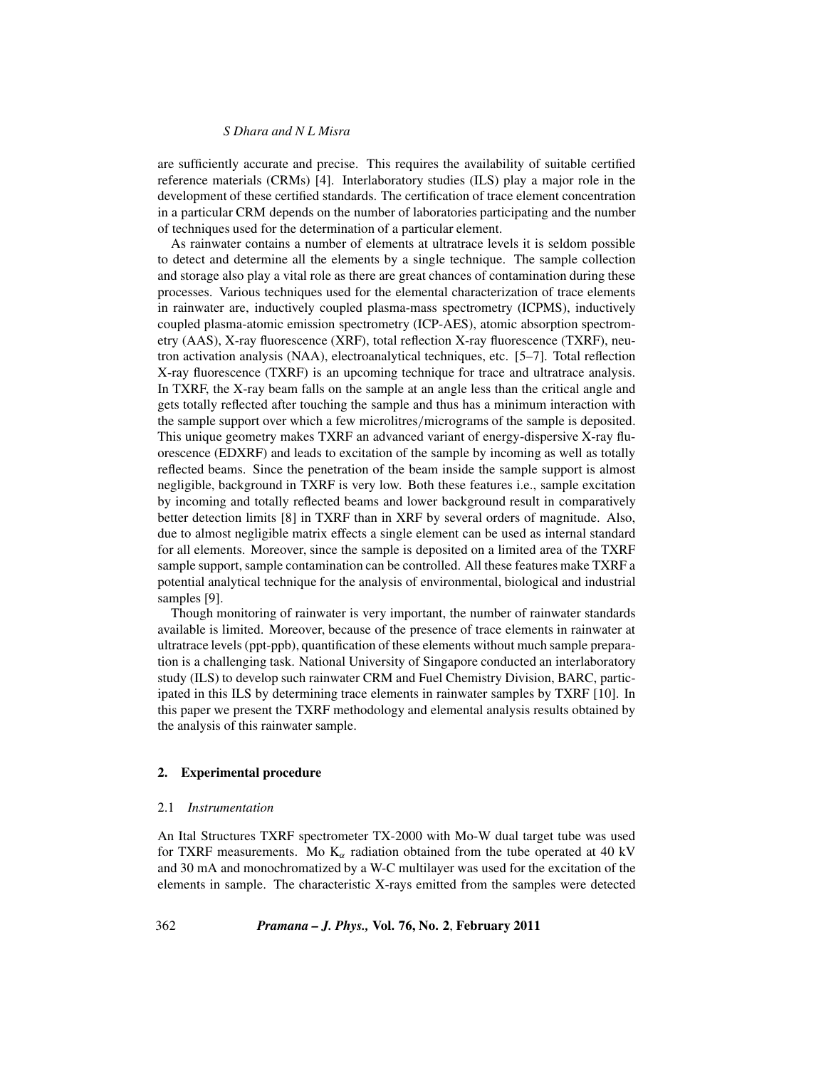are sufficiently accurate and precise. This requires the availability of suitable certified reference materials (CRMs) [4]. Interlaboratory studies (ILS) play a major role in the development of these certified standards. The certification of trace element concentration in a particular CRM depends on the number of laboratories participating and the number of techniques used for the determination of a particular element.

As rainwater contains a number of elements at ultratrace levels it is seldom possible to detect and determine all the elements by a single technique. The sample collection and storage also play a vital role as there are great chances of contamination during these processes. Various techniques used for the elemental characterization of trace elements in rainwater are, inductively coupled plasma-mass spectrometry (ICPMS), inductively coupled plasma-atomic emission spectrometry (ICP-AES), atomic absorption spectrometry (AAS), X-ray fluorescence (XRF), total reflection X-ray fluorescence (TXRF), neutron activation analysis (NAA), electroanalytical techniques, etc. [5–7]. Total reflection X-ray fluorescence (TXRF) is an upcoming technique for trace and ultratrace analysis. In TXRF, the X-ray beam falls on the sample at an angle less than the critical angle and gets totally reflected after touching the sample and thus has a minimum interaction with the sample support over which a few microlitres/micrograms of the sample is deposited. This unique geometry makes TXRF an advanced variant of energy-dispersive X-ray fluorescence (EDXRF) and leads to excitation of the sample by incoming as well as totally reflected beams. Since the penetration of the beam inside the sample support is almost negligible, background in TXRF is very low. Both these features i.e., sample excitation by incoming and totally reflected beams and lower background result in comparatively better detection limits [8] in TXRF than in XRF by several orders of magnitude. Also, due to almost negligible matrix effects a single element can be used as internal standard for all elements. Moreover, since the sample is deposited on a limited area of the TXRF sample support, sample contamination can be controlled. All these features make TXRF a potential analytical technique for the analysis of environmental, biological and industrial samples [9].

Though monitoring of rainwater is very important, the number of rainwater standards available is limited. Moreover, because of the presence of trace elements in rainwater at ultratrace levels (ppt-ppb), quantification of these elements without much sample preparation is a challenging task. National University of Singapore conducted an interlaboratory study (ILS) to develop such rainwater CRM and Fuel Chemistry Division, BARC, participated in this ILS by determining trace elements in rainwater samples by TXRF [10]. In this paper we present the TXRF methodology and elemental analysis results obtained by the analysis of this rainwater sample.

## 2. Experimental procedure

### 2.1 *Instrumentation*

An Ital Structures TXRF spectrometer TX-2000 with Mo-W dual target tube was used for TXRF measurements. Mo $K_\alpha$ radiation obtained from the tube operated at 40 kV and 30 mA and monochromatized by a W-C multilayer was used for the excitation of the elements in sample. The characteristic X-rays emitted from the samples were detected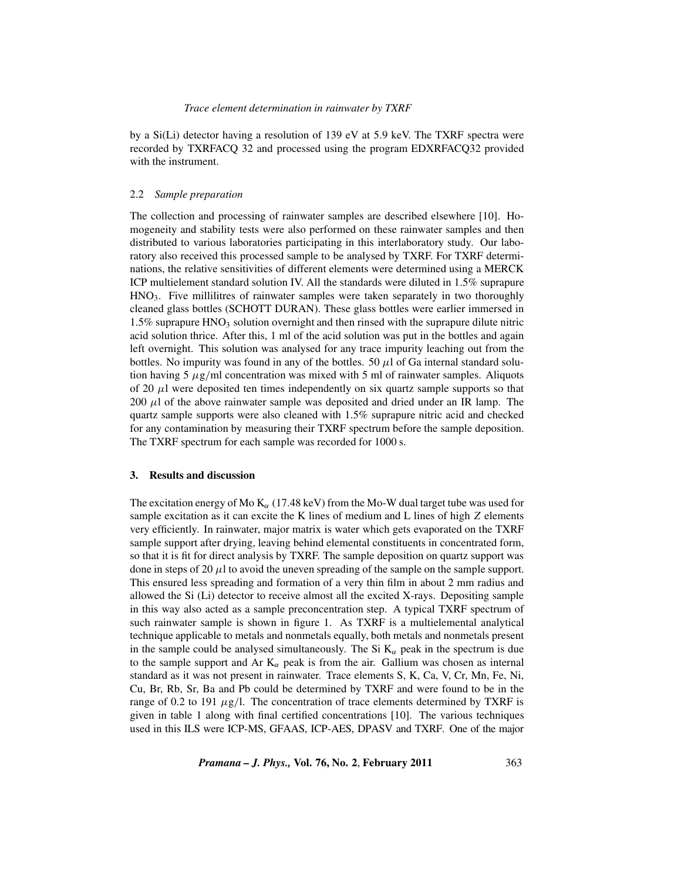by a Si(Li) detector having a resolution of 139 eV at 5.9 keV. The TXRF spectra were recorded by TXRFACQ 32 and processed using the program EDXRFACQ32 provided with the instrument.

### 2.2 *Sample preparation*

The collection and processing of rainwater samples are described elsewhere [10]. Homogeneity and stability tests were also performed on these rainwater samples and then distributed to various laboratories participating in this interlaboratory study. Our laboratory also received this processed sample to be analysed by TXRF. For TXRF determinations, the relative sensitivities of different elements were determined using a MERCK ICP multielement standard solution IV. All the standards were diluted in 1.5% suprapure $HNO_3$. Five millilitres of rainwater samples were taken separately in two thoroughly cleaned glass bottles (SCHOTT DURAN). These glass bottles were earlier immersed in 1.5% suprapure $HNO_3$ solution overnight and then rinsed with the suprapure dilute nitric acid solution thrice. After this, 1 ml of the acid solution was put in the bottles and again left overnight. This solution was analysed for any trace impurity leaching out from the bottles. No impurity was found in any of the bottles. 50 $\mu$l of Ga internal standard solution having 5 $\mu$g/ml concentration was mixed with 5 ml of rainwater samples. Aliquots of 20 $\mu$l were deposited ten times independently on six quartz sample supports so that 200 $\mu$l of the above rainwater sample was deposited and dried under an IR lamp. The quartz sample supports were also cleaned with 1.5% suprapure nitric acid and checked for any contamination by measuring their TXRF spectrum before the sample deposition. The TXRF spectrum for each sample was recorded for 1000 s.

## 3. Results and discussion

The excitation energy of Mo $K_\alpha$ (17.48 keV) from the Mo-W dual target tube was used for sample excitation as it can excite the K lines of medium and L lines of high $Z$ elements very efficiently. In rainwater, major matrix is water which gets evaporated on the TXRF sample support after drying, leaving behind elemental constituents in concentrated form, so that it is fit for direct analysis by TXRF. The sample deposition on quartz support was done in steps of 20 $\mu$l to avoid the uneven spreading of the sample on the sample support. This ensured less spreading and formation of a very thin film in about 2 mm radius and allowed the Si (Li) detector to receive almost all the excited X-rays. Depositing sample in this way also acted as a sample preconcentration step. A typical TXRF spectrum of such rainwater sample is shown in figure 1. As TXRF is a multielemental analytical technique applicable to metals and nonmetals equally, both metals and nonmetals present in the sample could be analysed simultaneously. The Si $K_\alpha$ peak in the spectrum is due to the sample support and Ar $K_\alpha$ peak is from the air. Gallium was chosen as internal standard as it was not present in rainwater. Trace elements S, K, Ca, V, Cr, Mn, Fe, Ni, Cu, Br, Rb, Sr, Ba and Pb could be determined by TXRF and were found to be in the range of 0.2 to 191 $\mu$g/l. The concentration of trace elements determined by TXRF is given in table 1 along with final certified concentrations [10]. The various techniques used in this ILS were ICP-MS, GFAAS, ICP-AES, DPASV and TXRF. One of the major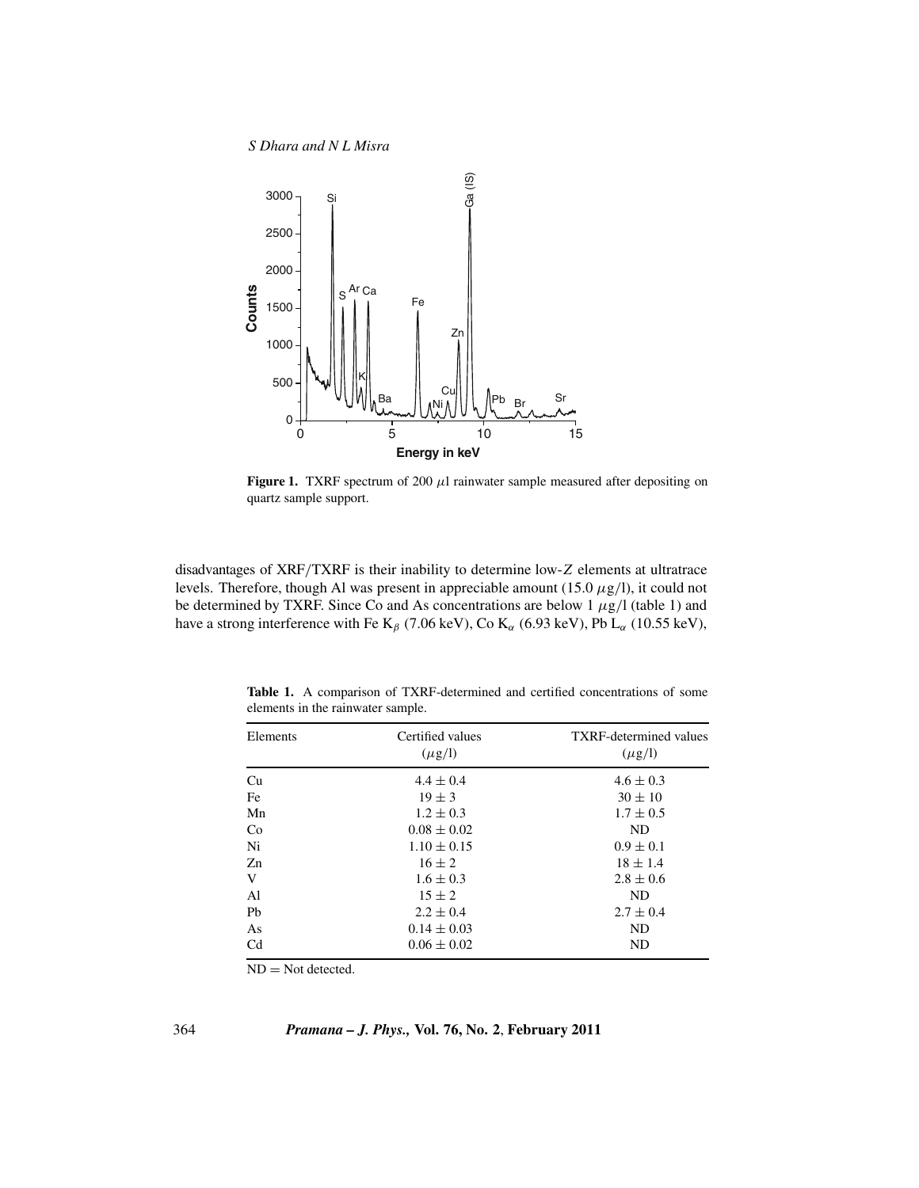**Figure 1.** TXRF spectrum of 200 $\mu$l rainwater sample measured after depositing on quartz sample support.

disadvantages of XRF/TXRF is their inability to determine low-$Z$ elements at ultratrace levels. Therefore, though Al was present in appreciable amount (15.0 $\mu$g/l), it could not be determined by TXRF. Since Co and As concentrations are below 1 $\mu$g/l (table 1) and have a strong interference with Fe $K_\beta$ (7.06 keV), Co $K_\alpha$ (6.93 keV), Pb $L_\alpha$ (10.55 keV),

**Table 1.** A comparison of TXRF-determined and certified concentrations of some elements in the rainwater sample.

| Elements | Certified values ($\mu$g/l) | TXRF-determined values ($\mu$g/l) |
|---|---|---|
| Cu | $4.4 \pm 0.4$ | $4.6 \pm 0.3$ |
| Fe | $19 \pm 3$ | $30 \pm 10$ |
| Mn | $1.2 \pm 0.3$ | $1.7 \pm 0.5$ |
| Co | $0.08 \pm 0.02$ | ND |
| Ni | $1.10 \pm 0.15$ | $0.9 \pm 0.1$ |
| Zn | $16 \pm 2$ | $18 \pm 1.4$ |
| V | $1.6 \pm 0.3$ | $2.8 \pm 0.6$ |
| Al | $15 \pm 2$ | ND |
| Pb | $2.2 \pm 0.4$ | $2.7 \pm 0.4$ |
| As | $0.14 \pm 0.03$ | ND |
| Cd | $0.06 \pm 0.02$ | ND |

ND = Not detected.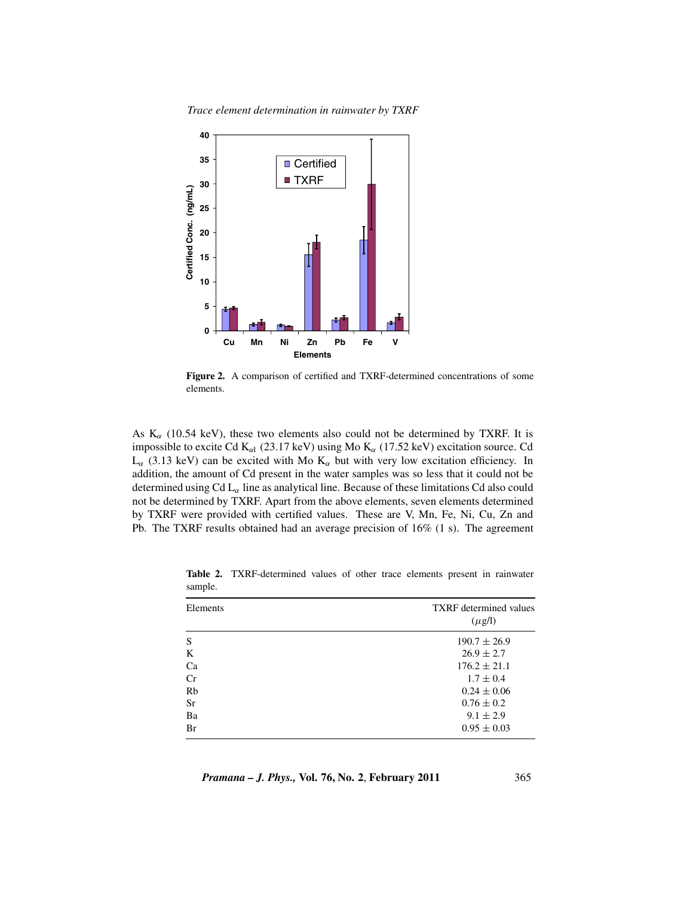**Figure 2.** A comparison of certified and TXRF-determined concentrations of some elements.

As $K_\alpha$ (10.54 keV), these two elements also could not be determined by TXRF. It is impossible to excite Cd $K_{\alpha l}$ (23.17 keV) using Mo $K_\alpha$ (17.52 keV) excitation source. Cd $L_\alpha$ (3.13 keV) can be excited with Mo $K_\alpha$ but with very low excitation efficiency. In addition, the amount of Cd present in the water samples was so less that it could not be determined using Cd $L_\alpha$ line as analytical line. Because of these limitations Cd also could not be determined by TXRF. Apart from the above elements, seven elements determined by TXRF were provided with certified values. These are V, Mn, Fe, Ni, Cu, Zn and Pb. The TXRF results obtained had an average precision of 16% (1 s). The agreement

**Table 2.** TXRF-determined values of other trace elements present in rainwater sample.

| Elements | TXRF determined values ($\mu$g/l) |
|---|---|
| S | $190.7 \pm 26.9$ |
| K | $26.9 \pm 2.7$ |
| Ca | $176.2 \pm 21.1$ |
| Cr | $1.7 \pm 0.4$ |
| Rb | $0.24 \pm 0.06$ |
| Sr | $0.76 \pm 0.2$ |
| Ba | $9.1 \pm 2.9$ |
| Br | $0.95 \pm 0.03$ |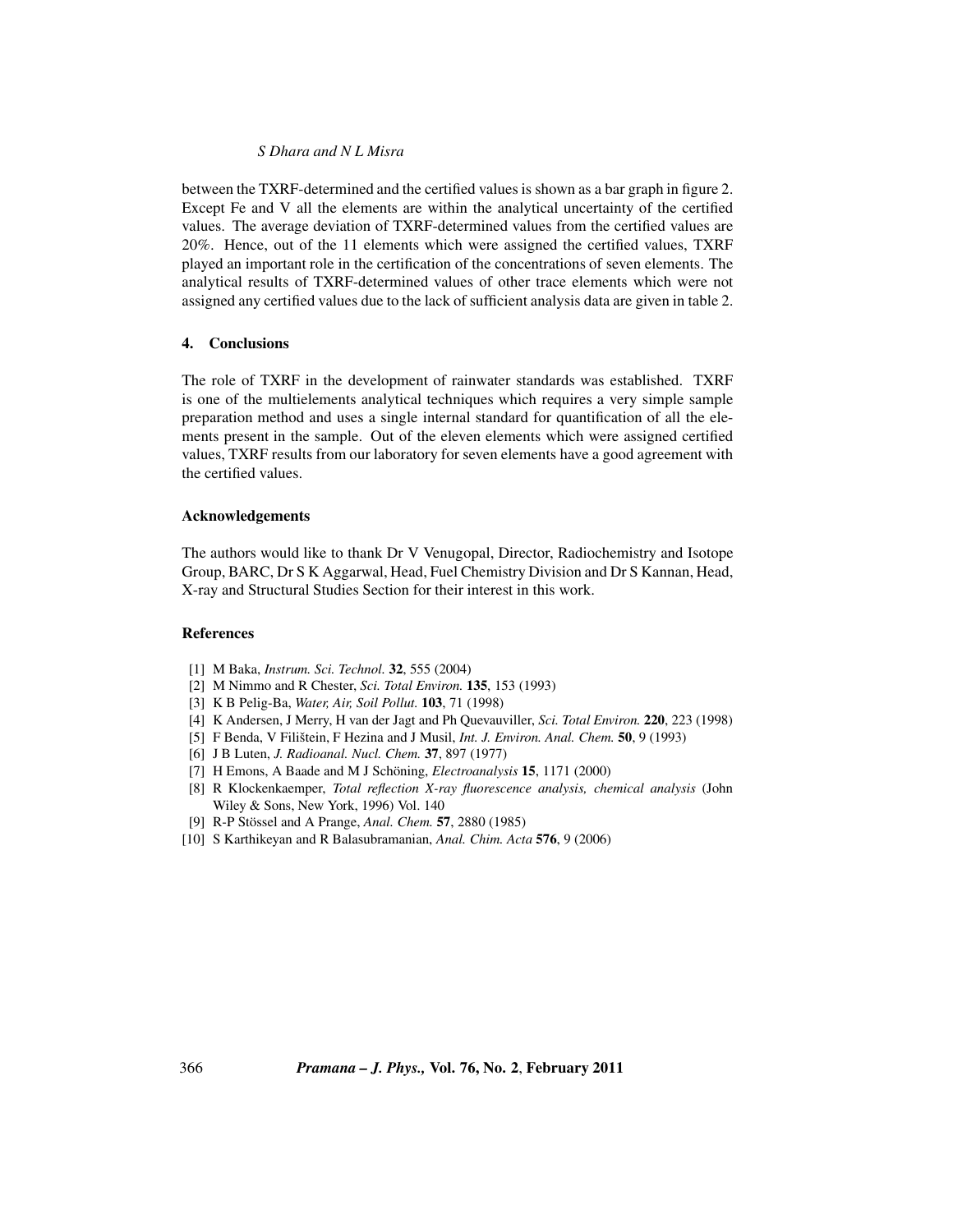between the TXRF-determined and the certified values is shown as a bar graph in figure 2. Except Fe and V all the elements are within the analytical uncertainty of the certified values. The average deviation of TXRF-determined values from the certified values are 20%. Hence, out of the 11 elements which were assigned the certified values, TXRF played an important role in the certification of the concentrations of seven elements. The analytical results of TXRF-determined values of other trace elements which were not assigned any certified values due to the lack of sufficient analysis data are given in table 2.

## 4. Conclusions

The role of TXRF in the development of rainwater standards was established. TXRF is one of the multielements analytical techniques which requires a very simple sample preparation method and uses a single internal standard for quantification of all the elements present in the sample. Out of the eleven elements which were assigned certified values, TXRF results from our laboratory for seven elements have a good agreement with the certified values.

## Acknowledgements

The authors would like to thank Dr V Venugopal, Director, Radiochemistry and Isotope Group, BARC, Dr S K Aggarwal, Head, Fuel Chemistry Division and Dr S Kannan, Head, X-ray and Structural Studies Section for their interest in this work.

## References

[1] M Baka, *Instrum. Sci. Technol.* **32**, 555 (2004)

[2] M Nimmo and R Chester, *Sci. Total Environ.* **135**, 153 (1993)

[3] K B Pelig-Ba, *Water, Air, Soil Pollut.* **103**, 71 (1998)

[4] K Andersen, J Merry, H van der Jagt and Ph Quevauviller, *Sci. Total Environ.* **220**, 223 (1998)

[5] F Benda, V Filištein, F Hezina and J Musil, *Int. J. Environ. Anal. Chem.* **50**, 9 (1993)

[6] J B Luten, *J. Radioanal. Nucl. Chem.* **37**, 897 (1977)

[7] H Emons, A Baade and M J Schöning, *Electroanalysis* **15**, 1171 (2000)

[8] R Klockenkaemper, *Total reflection X-ray fluorescence analysis, chemical analysis* (John Wiley & Sons, New York, 1996) Vol. 140

[9] R-P Stössel and A Prange, *Anal. Chem.* **57**, 2880 (1985)

[10] S Karthikeyan and R Balasubramanian, *Anal. Chim. Acta* **576**, 9 (2006)